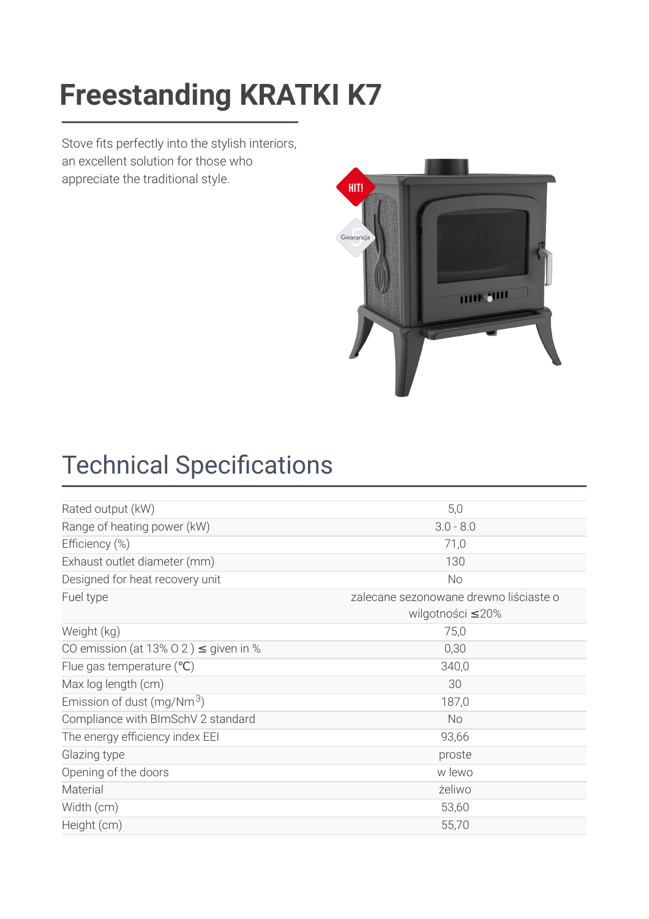# Freestanding KRATKI K7

Stove fits perfectly into the stylish interiors, an excellent solution for those who appreciate the traditional style.

## Technical Specifications

| | |
|---|---|
| Rated output (kW) | 5,0 |
| Range of heating power (kW) | 3.0 - 8.0 |
| Efficiency (%) | 71,0 |
| Exhaust outlet diameter (mm) | 130 |
| Designed for heat recovery unit | No |
| Fuel type | zalecane sezonowane drewno liściaste o wilgotności ≤20% |
| Weight (kg) | 75,0 |
| CO emission (at 13% $O_2$) ≤ given in % | 0,30 |
| Flue gas temperature (℃) | 340,0 |
| Max log length (cm) | 30 |
| Emission of dust (mg/Nm$^3$) | 187,0 |
| Compliance with BImSchV 2 standard | No |
| The energy efficiency index EEI | 93,66 |
| Glazing type | proste |
| Opening of the doors | w lewo |
| Material | żeliwo |
| Width (cm) | 53,60 |
| Height (cm) | 55,70 |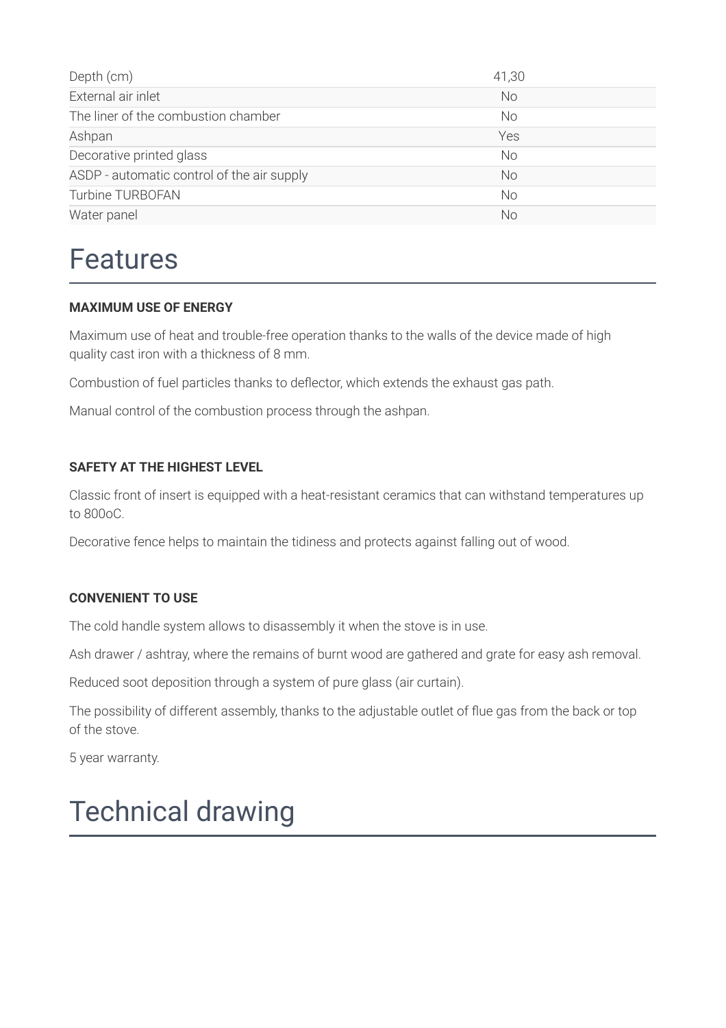| Depth (cm) | 41,30 |
| --- | --- |
| External air inlet | No |
| The liner of the combustion chamber | No |
| Ashpan | Yes |
| Decorative printed glass | No |
| ASDP - automatic control of the air supply | No |
| Turbine TURBOFAN | No |
| Water panel | No |

# Features

**MAXIMUM USE OF ENERGY**

Maximum use of heat and trouble-free operation thanks to the walls of the device made of high quality cast iron with a thickness of 8 mm.

Combustion of fuel particles thanks to deflector, which extends the exhaust gas path.

Manual control of the combustion process through the ashpan.

**SAFETY AT THE HIGHEST LEVEL**

Classic front of insert is equipped with a heat-resistant ceramics that can withstand temperatures up to 800oC.

Decorative fence helps to maintain the tidiness and protects against falling out of wood.

**CONVENIENT TO USE**

The cold handle system allows to disassembly it when the stove is in use.

Ash drawer / ashtray, where the remains of burnt wood are gathered and grate for easy ash removal.

Reduced soot deposition through a system of pure glass (air curtain).

The possibility of different assembly, thanks to the adjustable outlet of flue gas from the back or top of the stove.

5 year warranty.

# Technical drawing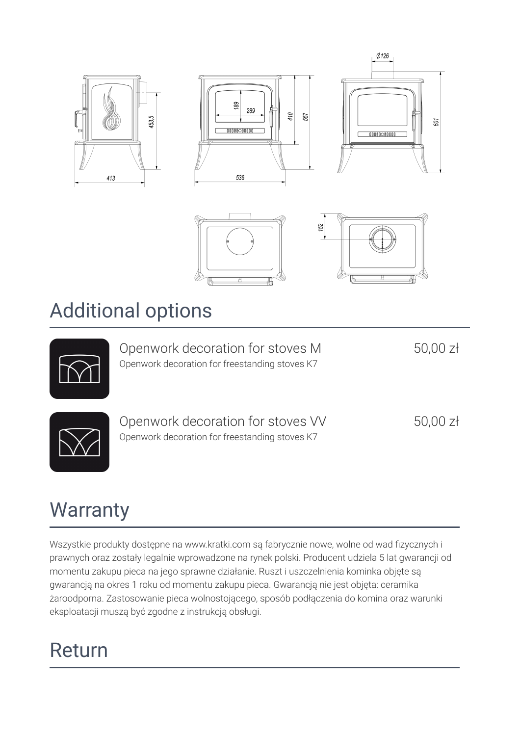## Additional options

Openwork decoration for stoves M — 50,00 zł

Openwork decoration for freestanding stoves K7

Openwork decoration for stoves VV — 50,00 zł

Openwork decoration for freestanding stoves K7

## Warranty

Wszystkie produkty dostępne na www.kratki.com są fabrycznie nowe, wolne od wad fizycznych i prawnych oraz zostały legalnie wprowadzone na rynek polski. Producent udziela 5 lat gwarancji od momentu zakupu pieca na jego sprawne działanie. Ruszt i uszczelnienia kominka objęte są gwarancją na okres 1 roku od momentu zakupu pieca. Gwarancją nie jest objęta: ceramika żaroodporna. Zastosowanie pieca wolnostojącego, sposób podłączenia do komina oraz warunki eksploatacji muszą być zgodne z instrukcją obsługi.

## Return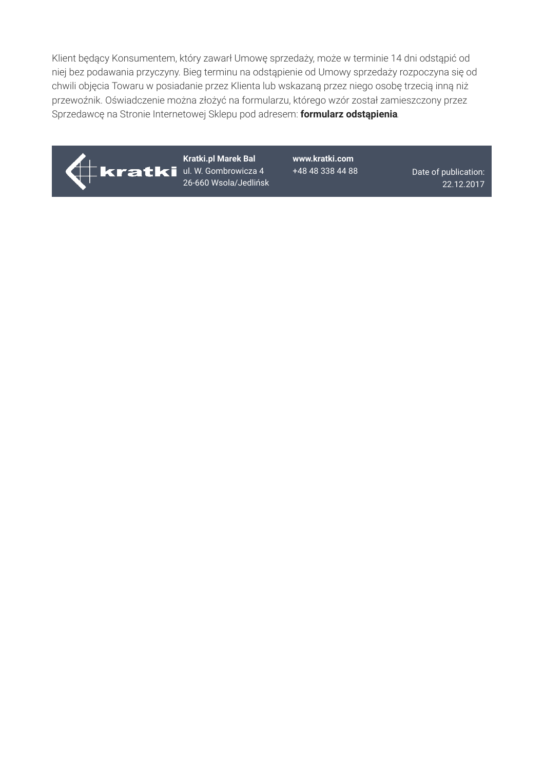Klient będący Konsumentem, który zawarł Umowę sprzedaży, może w terminie 14 dni odstąpić od niej bez podawania przyczyny. Bieg terminu na odstąpienie od Umowy sprzedaży rozpoczyna się od chwili objęcia Towaru w posiadanie przez Klienta lub wskazaną przez niego osobę trzecią inną niż przewoźnik. Oświadczenie można złożyć na formularzu, którego wzór został zamieszczony przez Sprzedawcę na Stronie Internetowej Sklepu pod adresem: **formularz odstąpienia**.

**Kratki.pl Marek Bal**
ul. W. Gombrowicza 4
26-660 Wsola/Jedlińsk

**www.kratki.com**
+48 48 338 44 88

Date of publication:
22.12.2017